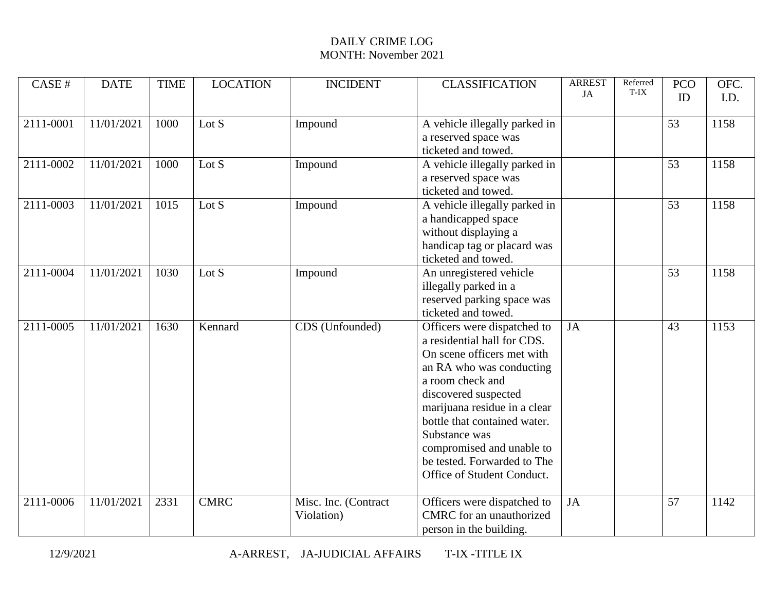DAILY CRIME LOG

MONTH: November 2021

| CASE # | DATE | TIME | LOCATION | INCIDENT | CLASSIFICATION | ARREST JA | Referred T-IX | PCO ID | OFC. I.D. |
|---|---|---|---|---|---|---|---|---|---|
| 2111-0001 | 11/01/2021 | 1000 | Lot S | Impound | A vehicle illegally parked in a reserved space was ticketed and towed. | | | 53 | 1158 |
| 2111-0002 | 11/01/2021 | 1000 | Lot S | Impound | A vehicle illegally parked in a reserved space was ticketed and towed. | | | 53 | 1158 |
| 2111-0003 | 11/01/2021 | 1015 | Lot S | Impound | A vehicle illegally parked in a handicapped space without displaying a handicap tag or placard was ticketed and towed. | | | 53 | 1158 |
| 2111-0004 | 11/01/2021 | 1030 | Lot S | Impound | An unregistered vehicle illegally parked in a reserved parking space was ticketed and towed. | | | 53 | 1158 |
| 2111-0005 | 11/01/2021 | 1630 | Kennard | CDS (Unfounded) | Officers were dispatched to a residential hall for CDS. On scene officers met with an RA who was conducting a room check and discovered suspected marijuana residue in a clear bottle that contained water. Substance was compromised and unable to be tested. Forwarded to The Office of Student Conduct. | JA | | 43 | 1153 |
| 2111-0006 | 11/01/2021 | 2331 | CMRC | Misc. Inc. (Contract Violation) | Officers were dispatched to CMRC for an unauthorized person in the building. | JA | | 57 | 1142 |

12/9/2021 A-ARREST, JA-JUDICIAL AFFAIRS T-IX -TITLE IX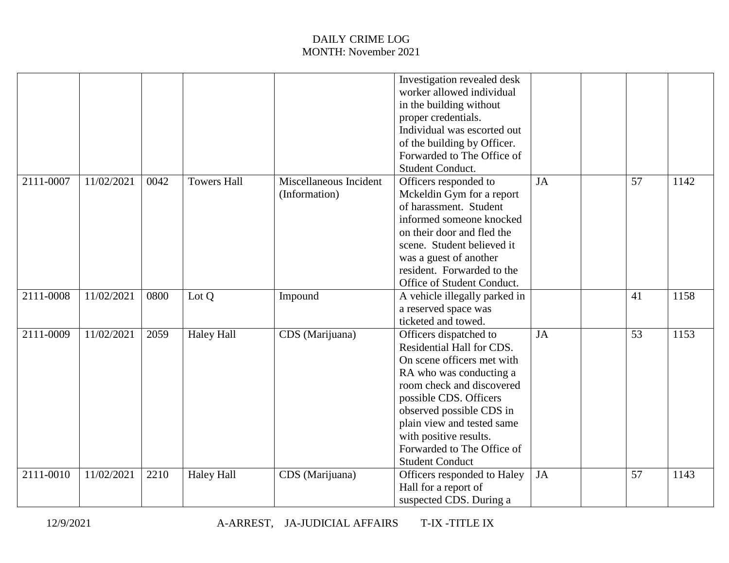DAILY CRIME LOG
MONTH: November 2021

| | | | | | | | | | |
|---|---|---|---|---|---|---|---|---|---|
| | | | | | Investigation revealed desk worker allowed individual in the building without proper credentials. Individual was escorted out of the building by Officer. Forwarded to The Office of Student Conduct. | | | | |
| 2111-0007 | 11/02/2021 | 0042 | Towers Hall | Miscellaneous Incident (Information) | Officers responded to Mckeldin Gym for a report of harassment. Student informed someone knocked on their door and fled the scene. Student believed it was a guest of another resident. Forwarded to the Office of Student Conduct. | JA | | 57 | 1142 |
| 2111-0008 | 11/02/2021 | 0800 | Lot Q | Impound | A vehicle illegally parked in a reserved space was ticketed and towed. | | | 41 | 1158 |
| 2111-0009 | 11/02/2021 | 2059 | Haley Hall | CDS (Marijuana) | Officers dispatched to Residential Hall for CDS. On scene officers met with RA who was conducting a room check and discovered possible CDS. Officers observed possible CDS in plain view and tested same with positive results. Forwarded to The Office of Student Conduct | JA | | 53 | 1153 |
| 2111-0010 | 11/02/2021 | 2210 | Haley Hall | CDS (Marijuana) | Officers responded to Haley Hall for a report of suspected CDS. During a | JA | | 57 | 1143 |

12/9/2021 A-ARREST, JA-JUDICIAL AFFAIRS T-IX -TITLE IX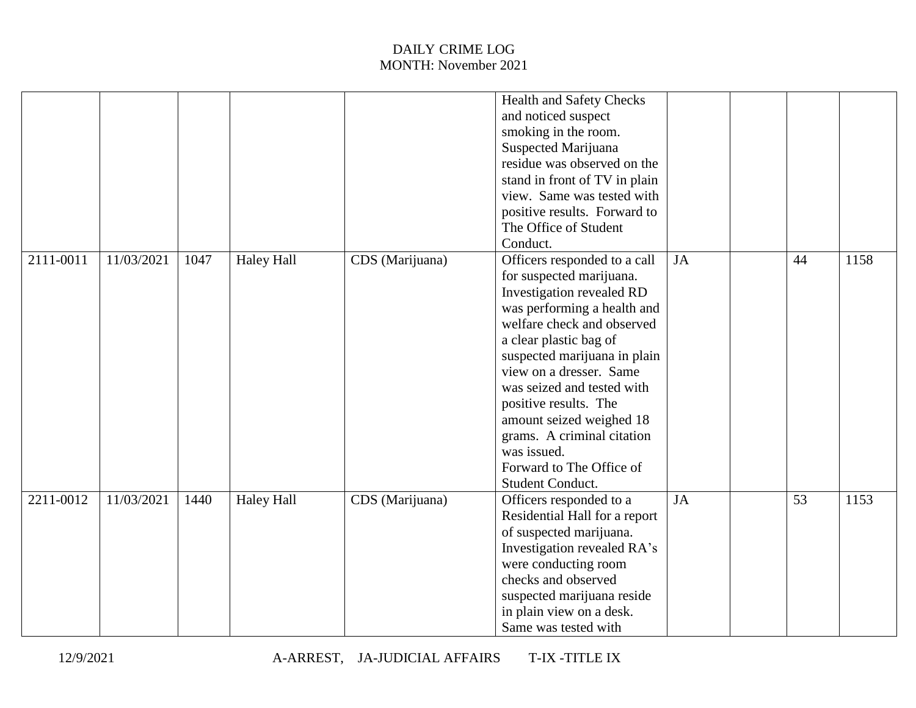# DAILY CRIME LOG
MONTH: November 2021

| | | | | | | | | | |
|---|---|---|---|---|---|---|---|---|---|
| | | | | | Health and Safety Checks and noticed suspect smoking in the room. Suspected Marijuana residue was observed on the stand in front of TV in plain view. Same was tested with positive results. Forward to The Office of Student Conduct. | | | | |
| 2111-0011 | 11/03/2021 | 1047 | Haley Hall | CDS (Marijuana) | Officers responded to a call for suspected marijuana. Investigation revealed RD was performing a health and welfare check and observed a clear plastic bag of suspected marijuana in plain view on a dresser. Same was seized and tested with positive results. The amount seized weighed 18 grams. A criminal citation was issued. Forward to The Office of Student Conduct. | JA | | 44 | 1158 |
| 2211-0012 | 11/03/2021 | 1440 | Haley Hall | CDS (Marijuana) | Officers responded to a Residential Hall for a report of suspected marijuana. Investigation revealed RA's were conducting room checks and observed suspected marijuana reside in plain view on a desk. Same was tested with | JA | | 53 | 1153 |

12/9/2021 A-ARREST, JA-JUDICIAL AFFAIRS T-IX -TITLE IX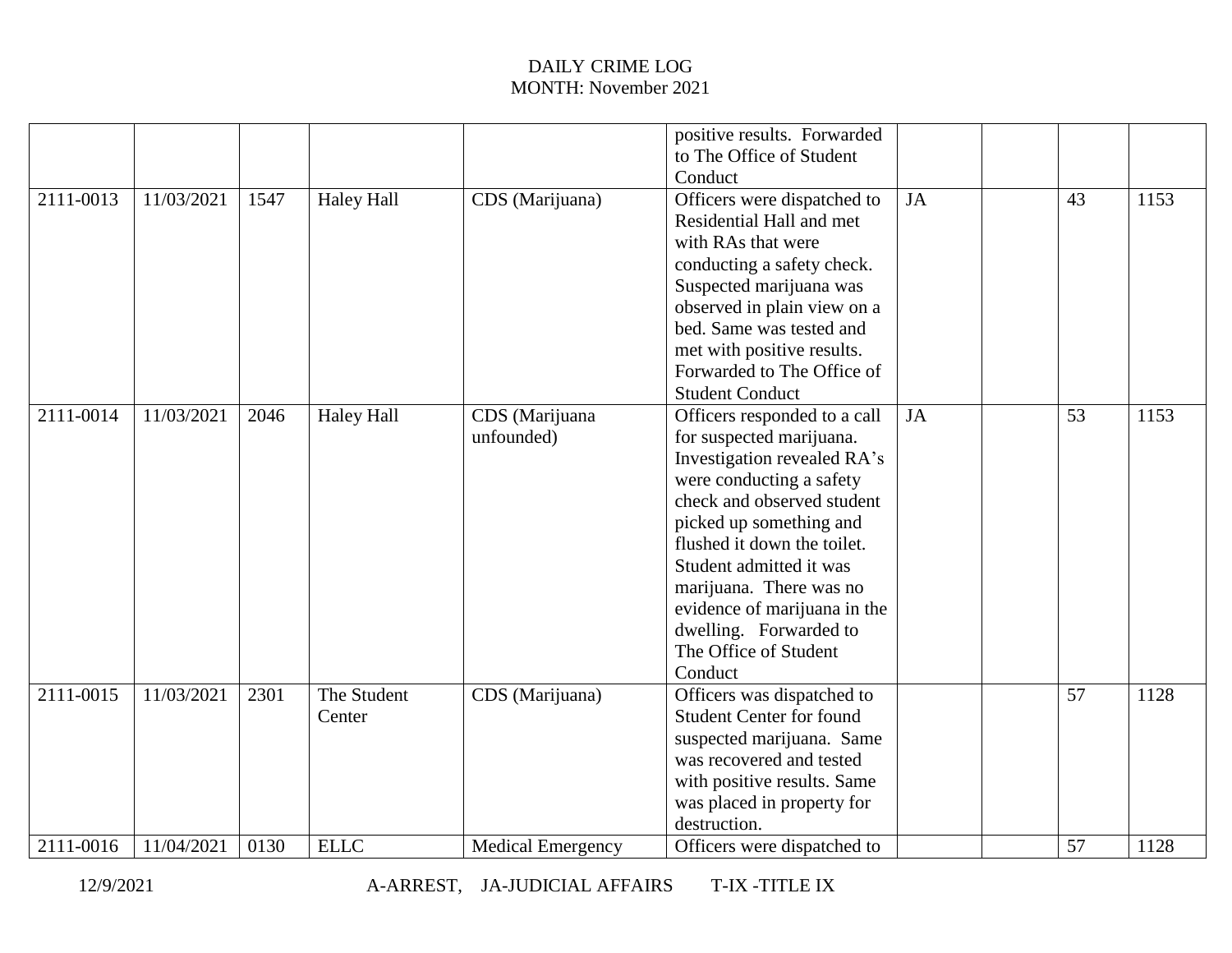DAILY CRIME LOG
MONTH: November 2021

| | | | | | | | | | |
|---|---|---|---|---|---|---|---|---|---|
| | | | | | positive results. Forwarded to The Office of Student Conduct | | | | |
| 2111-0013 | 11/03/2021 | 1547 | Haley Hall | CDS (Marijuana) | Officers were dispatched to Residential Hall and met with RAs that were conducting a safety check. Suspected marijuana was observed in plain view on a bed. Same was tested and met with positive results. Forwarded to The Office of Student Conduct | JA | | 43 | 1153 |
| 2111-0014 | 11/03/2021 | 2046 | Haley Hall | CDS (Marijuana unfounded) | Officers responded to a call for suspected marijuana. Investigation revealed RA's were conducting a safety check and observed student picked up something and flushed it down the toilet. Student admitted it was marijuana. There was no evidence of marijuana in the dwelling. Forwarded to The Office of Student Conduct | JA | | 53 | 1153 |
| 2111-0015 | 11/03/2021 | 2301 | The Student Center | CDS (Marijuana) | Officers was dispatched to Student Center for found suspected marijuana. Same was recovered and tested with positive results. Same was placed in property for destruction. | | | 57 | 1128 |
| 2111-0016 | 11/04/2021 | 0130 | ELLC | Medical Emergency | Officers were dispatched to | | | 57 | 1128 |

12/9/2021 A-ARREST, JA-JUDICIAL AFFAIRS T-IX -TITLE IX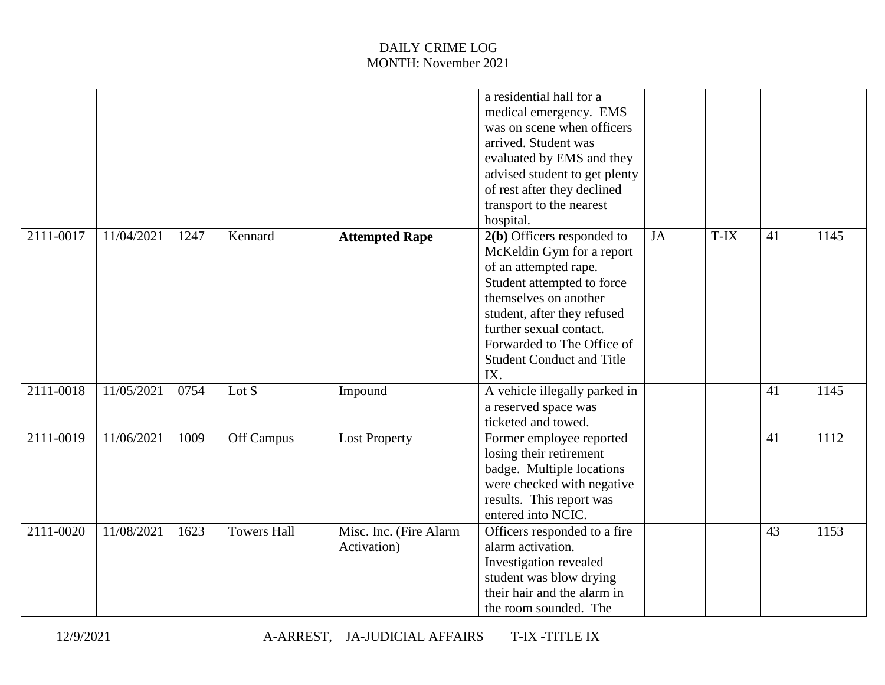DAILY CRIME LOG
MONTH: November 2021

| | | | | | | | | | |
|---|---|---|---|---|---|---|---|---|---|
| | | | | | a residential hall for a medical emergency. EMS was on scene when officers arrived. Student was evaluated by EMS and they advised student to get plenty of rest after they declined transport to the nearest hospital. | | | | |
| 2111-0017 | 11/04/2021 | 1247 | Kennard | **Attempted Rape** | **2(b)** Officers responded to McKeldin Gym for a report of an attempted rape. Student attempted to force themselves on another student, after they refused further sexual contact. Forwarded to The Office of Student Conduct and Title IX. | JA | T-IX | 41 | 1145 |
| 2111-0018 | 11/05/2021 | 0754 | Lot S | Impound | A vehicle illegally parked in a reserved space was ticketed and towed. | | | 41 | 1145 |
| 2111-0019 | 11/06/2021 | 1009 | Off Campus | Lost Property | Former employee reported losing their retirement badge. Multiple locations were checked with negative results. This report was entered into NCIC. | | | 41 | 1112 |
| 2111-0020 | 11/08/2021 | 1623 | Towers Hall | Misc. Inc. (Fire Alarm Activation) | Officers responded to a fire alarm activation. Investigation revealed student was blow drying their hair and the alarm in the room sounded. The | | | 43 | 1153 |

12/9/2021 A-ARREST, JA-JUDICIAL AFFAIRS T-IX -TITLE IX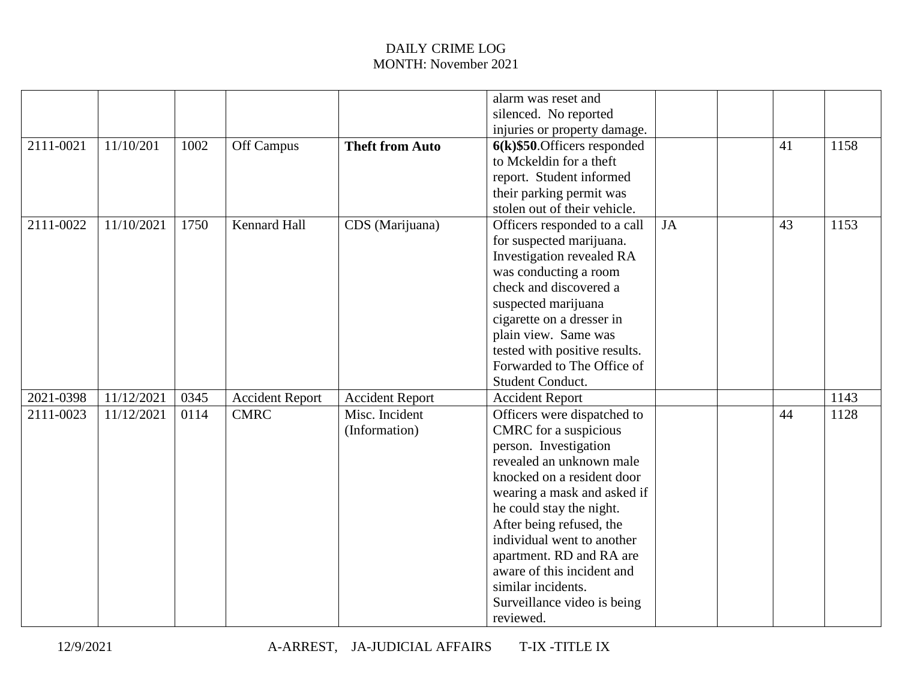DAILY CRIME LOG
MONTH: November 2021

| | | | | | | | | | |
|---|---|---|---|---|---|---|---|---|---|
| | | | | | alarm was reset and silenced. No reported injuries or property damage. | | | | |
| 2111-0021 | 11/10/201 | 1002 | Off Campus | **Theft from Auto** | **6(k)$50**.Officers responded to Mckeldin for a theft report. Student informed their parking permit was stolen out of their vehicle. | | | 41 | 1158 |
| 2111-0022 | 11/10/2021 | 1750 | Kennard Hall | CDS (Marijuana) | Officers responded to a call for suspected marijuana. Investigation revealed RA was conducting a room check and discovered a suspected marijuana cigarette on a dresser in plain view. Same was tested with positive results. Forwarded to The Office of Student Conduct. | JA | | 43 | 1153 |
| 2021-0398 | 11/12/2021 | 0345 | Accident Report | Accident Report | Accident Report | | | | 1143 |
| 2111-0023 | 11/12/2021 | 0114 | CMRC | Misc. Incident (Information) | Officers were dispatched to CMRC for a suspicious person. Investigation revealed an unknown male knocked on a resident door wearing a mask and asked if he could stay the night. After being refused, the individual went to another apartment. RD and RA are aware of this incident and similar incidents. Surveillance video is being reviewed. | | | 44 | 1128 |

12/9/2021 A-ARREST, JA-JUDICIAL AFFAIRS T-IX -TITLE IX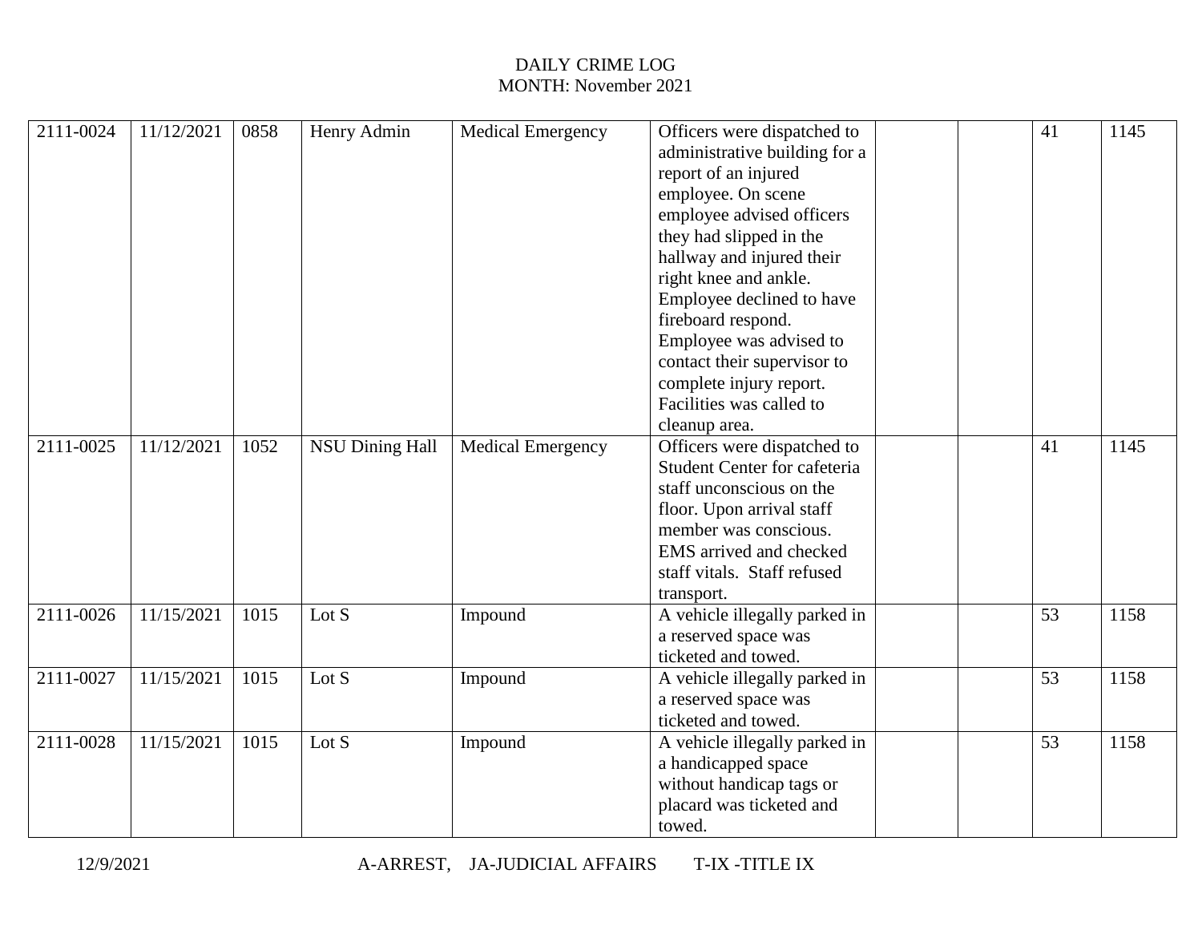DAILY CRIME LOG
MONTH: November 2021

| | | | | | | | | | |
|---|---|---|---|---|---|---|---|---|---|
| 2111-0024 | 11/12/2021 | 0858 | Henry Admin | Medical Emergency | Officers were dispatched to administrative building for a report of an injured employee. On scene employee advised officers they had slipped in the hallway and injured their right knee and ankle. Employee declined to have fireboard respond. Employee was advised to contact their supervisor to complete injury report. Facilities was called to cleanup area. | | | 41 | 1145 |
| 2111-0025 | 11/12/2021 | 1052 | NSU Dining Hall | Medical Emergency | Officers were dispatched to Student Center for cafeteria staff unconscious on the floor. Upon arrival staff member was conscious. EMS arrived and checked staff vitals. Staff refused transport. | | | 41 | 1145 |
| 2111-0026 | 11/15/2021 | 1015 | Lot S | Impound | A vehicle illegally parked in a reserved space was ticketed and towed. | | | 53 | 1158 |
| 2111-0027 | 11/15/2021 | 1015 | Lot S | Impound | A vehicle illegally parked in a reserved space was ticketed and towed. | | | 53 | 1158 |
| 2111-0028 | 11/15/2021 | 1015 | Lot S | Impound | A vehicle illegally parked in a handicapped space without handicap tags or placard was ticketed and towed. | | | 53 | 1158 |

12/9/2021 A-ARREST, JA-JUDICIAL AFFAIRS T-IX -TITLE IX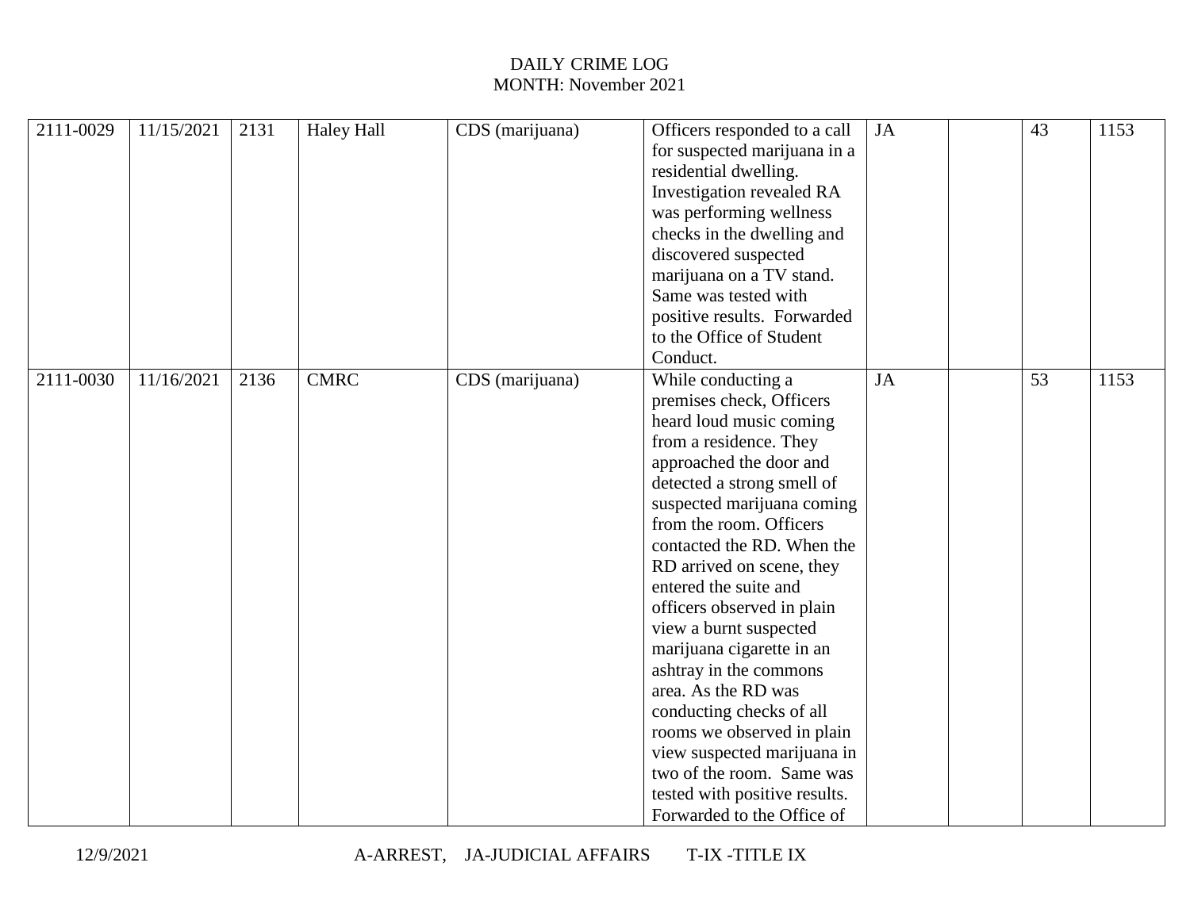DAILY CRIME LOG
MONTH: November 2021

| | | | | | | | | | |
|---|---|---|---|---|---|---|---|---|---|
| 2111-0029 | 11/15/2021 | 2131 | Haley Hall | CDS (marijuana) | Officers responded to a call for suspected marijuana in a residential dwelling. Investigation revealed RA was performing wellness checks in the dwelling and discovered suspected marijuana on a TV stand. Same was tested with positive results. Forwarded to the Office of Student Conduct. | JA | | 43 | 1153 |
| 2111-0030 | 11/16/2021 | 2136 | CMRC | CDS (marijuana) | While conducting a premises check, Officers heard loud music coming from a residence. They approached the door and detected a strong smell of suspected marijuana coming from the room. Officers contacted the RD. When the RD arrived on scene, they entered the suite and officers observed in plain view a burnt suspected marijuana cigarette in an ashtray in the commons area. As the RD was conducting checks of all rooms we observed in plain view suspected marijuana in two of the room. Same was tested with positive results. Forwarded to the Office of | JA | | 53 | 1153 |

12/9/2021 A-ARREST, JA-JUDICIAL AFFAIRS T-IX -TITLE IX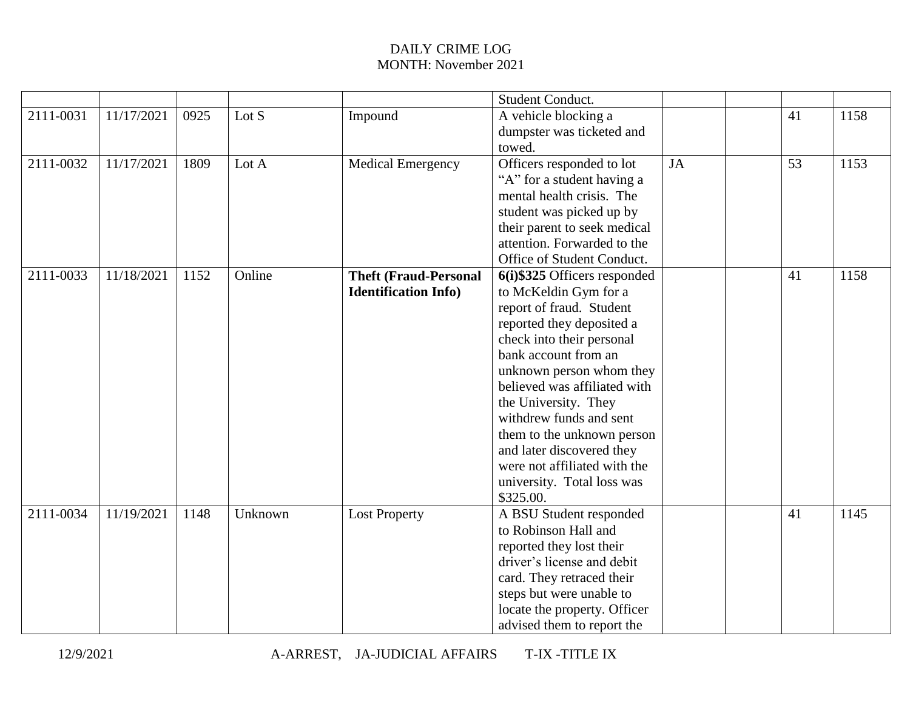# DAILY CRIME LOG
MONTH: November 2021

| | | | | | | | | | |
|---|---|---|---|---|---|---|---|---|---|
| | | | | | Student Conduct. | | | | |
| 2111-0031 | 11/17/2021 | 0925 | Lot S | Impound | A vehicle blocking a dumpster was ticketed and towed. | | | 41 | 1158 |
| 2111-0032 | 11/17/2021 | 1809 | Lot A | Medical Emergency | Officers responded to lot "A" for a student having a mental health crisis. The student was picked up by their parent to seek medical attention. Forwarded to the Office of Student Conduct. | JA | | 53 | 1153 |
| 2111-0033 | 11/18/2021 | 1152 | Online | **Theft (Fraud-Personal Identification Info)** | **6(i)$325** Officers responded to McKeldin Gym for a report of fraud. Student reported they deposited a check into their personal bank account from an unknown person whom they believed was affiliated with the University. They withdrew funds and sent them to the unknown person and later discovered they were not affiliated with the university. Total loss was $325.00. | | | 41 | 1158 |
| 2111-0034 | 11/19/2021 | 1148 | Unknown | Lost Property | A BSU Student responded to Robinson Hall and reported they lost their driver's license and debit card. They retraced their steps but were unable to locate the property. Officer advised them to report the | | | 41 | 1145 |

12/9/2021 A-ARREST, JA-JUDICIAL AFFAIRS T-IX -TITLE IX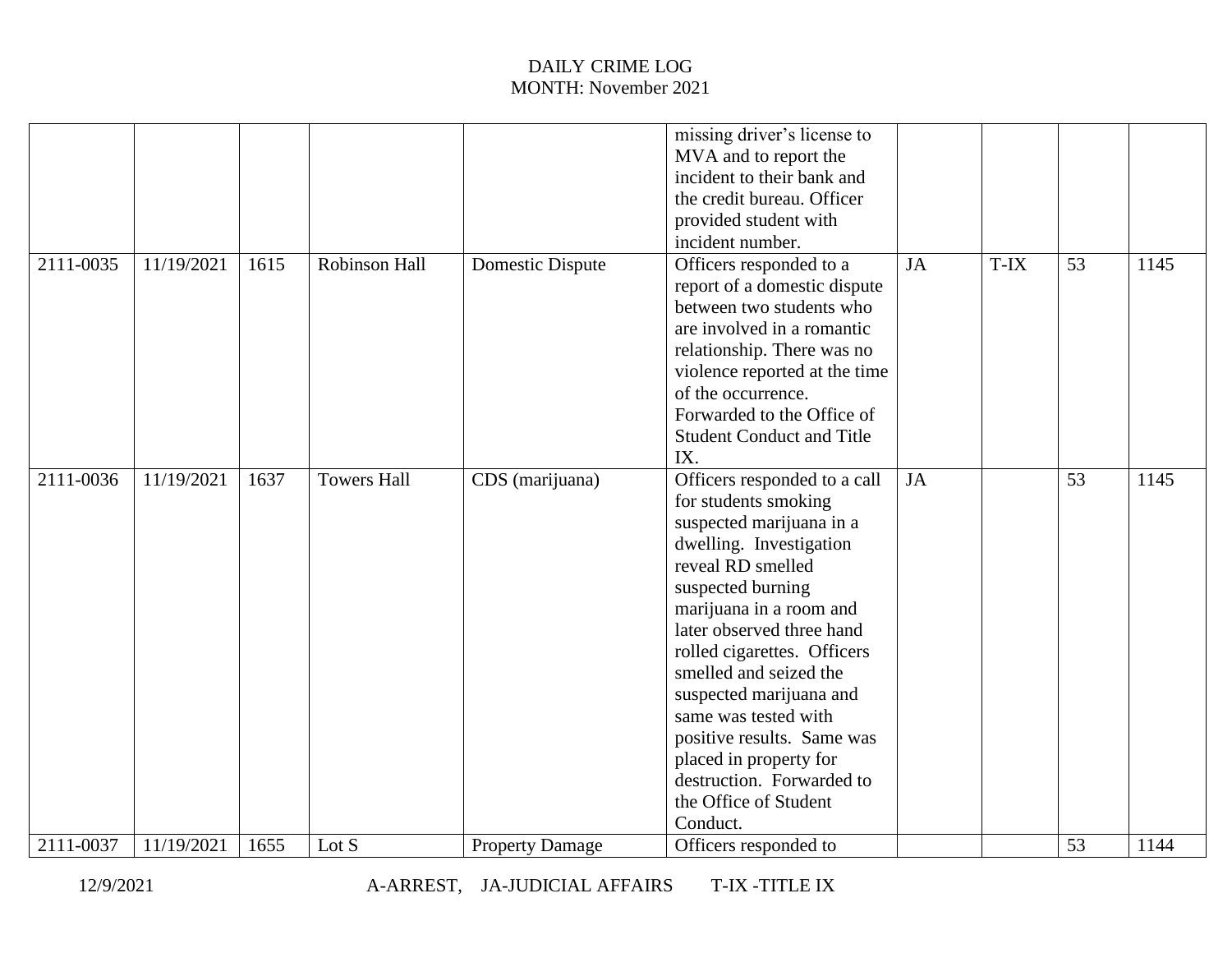DAILY CRIME LOG
MONTH: November 2021

| | | | | | | | | | |
|---|---|---|---|---|---|---|---|---|---|
| | | | | | missing driver's license to MVA and to report the incident to their bank and the credit bureau. Officer provided student with incident number. | | | | |
| 2111-0035 | 11/19/2021 | 1615 | Robinson Hall | Domestic Dispute | Officers responded to a report of a domestic dispute between two students who are involved in a romantic relationship. There was no violence reported at the time of the occurrence. Forwarded to the Office of Student Conduct and Title IX. | JA | T-IX | 53 | 1145 |
| 2111-0036 | 11/19/2021 | 1637 | Towers Hall | CDS (marijuana) | Officers responded to a call for students smoking suspected marijuana in a dwelling. Investigation reveal RD smelled suspected burning marijuana in a room and later observed three hand rolled cigarettes. Officers smelled and seized the suspected marijuana and same was tested with positive results. Same was placed in property for destruction. Forwarded to the Office of Student Conduct. | JA | | 53 | 1145 |
| 2111-0037 | 11/19/2021 | 1655 | Lot S | Property Damage | Officers responded to | | | 53 | 1144 |

12/9/2021 A-ARREST, JA-JUDICIAL AFFAIRS T-IX -TITLE IX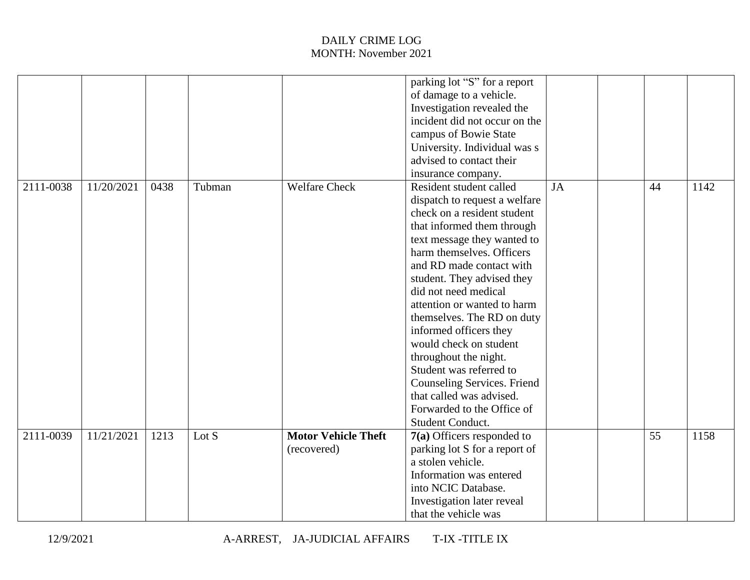# DAILY CRIME LOG

MONTH: November 2021

| | | | | | | | | | |
|---|---|---|---|---|---|---|---|---|---|
| | | | | | parking lot “S” for a report of damage to a vehicle. Investigation revealed the incident did not occur on the campus of Bowie State University. Individual was s advised to contact their insurance company. | | | | |
| 2111-0038 | 11/20/2021 | 0438 | Tubman | Welfare Check | Resident student called dispatch to request a welfare check on a resident student that informed them through text message they wanted to harm themselves. Officers and RD made contact with student. They advised they did not need medical attention or wanted to harm themselves. The RD on duty informed officers they would check on student throughout the night. Student was referred to Counseling Services. Friend that called was advised. Forwarded to the Office of Student Conduct. | JA | | 44 | 1142 |
| 2111-0039 | 11/21/2021 | 1213 | Lot S | **Motor Vehicle Theft** (recovered) | **7(a)** Officers responded to parking lot S for a report of a stolen vehicle. Information was entered into NCIC Database. Investigation later reveal that the vehicle was | | | 55 | 1158 |

12/9/2021 A-ARREST, JA-JUDICIAL AFFAIRS T-IX -TITLE IX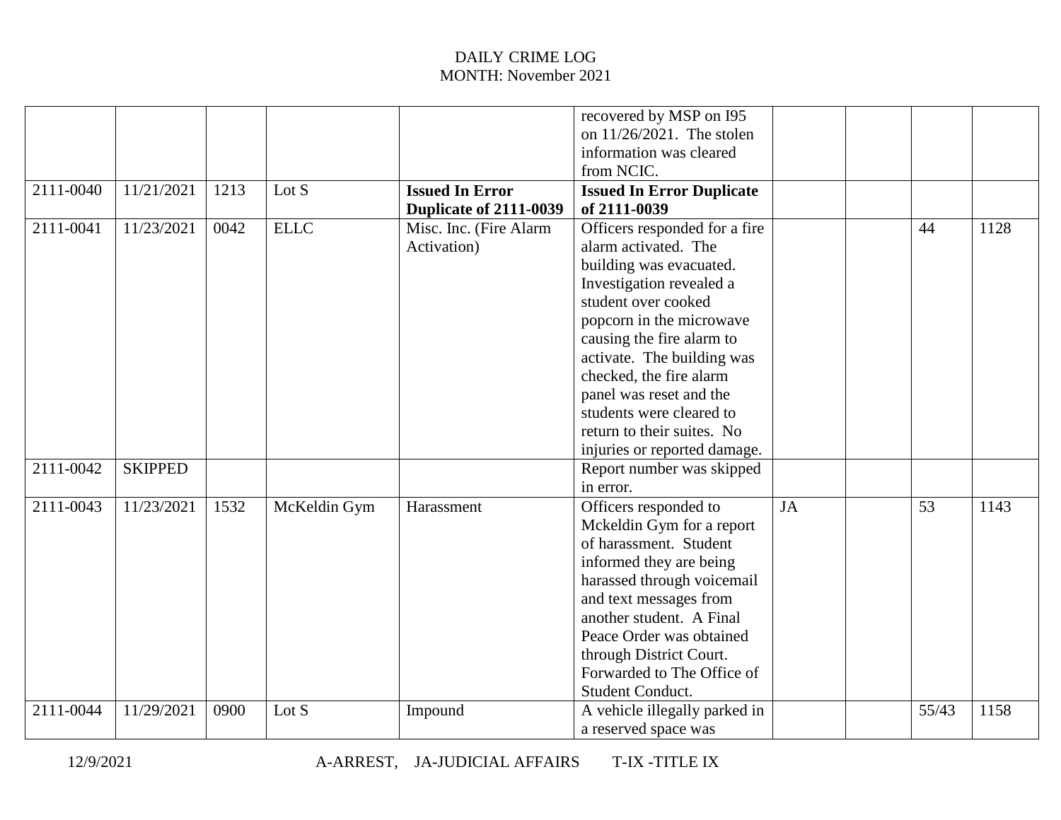DAILY CRIME LOG
MONTH: November 2021

| | | | | | | | | | |
|---|---|---|---|---|---|---|---|---|---|
| | | | | | recovered by MSP on I95 on 11/26/2021. The stolen information was cleared from NCIC. | | | | |
| 2111-0040 | 11/21/2021 | 1213 | Lot S | **Issued In Error Duplicate of 2111-0039** | **Issued In Error Duplicate of 2111-0039** | | | | |
| 2111-0041 | 11/23/2021 | 0042 | ELLC | Misc. Inc. (Fire Alarm Activation) | Officers responded for a fire alarm activated. The building was evacuated. Investigation revealed a student over cooked popcorn in the microwave causing the fire alarm to activate. The building was checked, the fire alarm panel was reset and the students were cleared to return to their suites. No injuries or reported damage. | | | 44 | 1128 |
| 2111-0042 | SKIPPED | | | | Report number was skipped in error. | | | | |
| 2111-0043 | 11/23/2021 | 1532 | McKeldin Gym | Harassment | Officers responded to Mckeldin Gym for a report of harassment. Student informed they are being harassed through voicemail and text messages from another student. A Final Peace Order was obtained through District Court. Forwarded to The Office of Student Conduct. | JA | | 53 | 1143 |
| 2111-0044 | 11/29/2021 | 0900 | Lot S | Impound | A vehicle illegally parked in a reserved space was | | | 55/43 | 1158 |

12/9/2021 A-ARREST, JA-JUDICIAL AFFAIRS T-IX -TITLE IX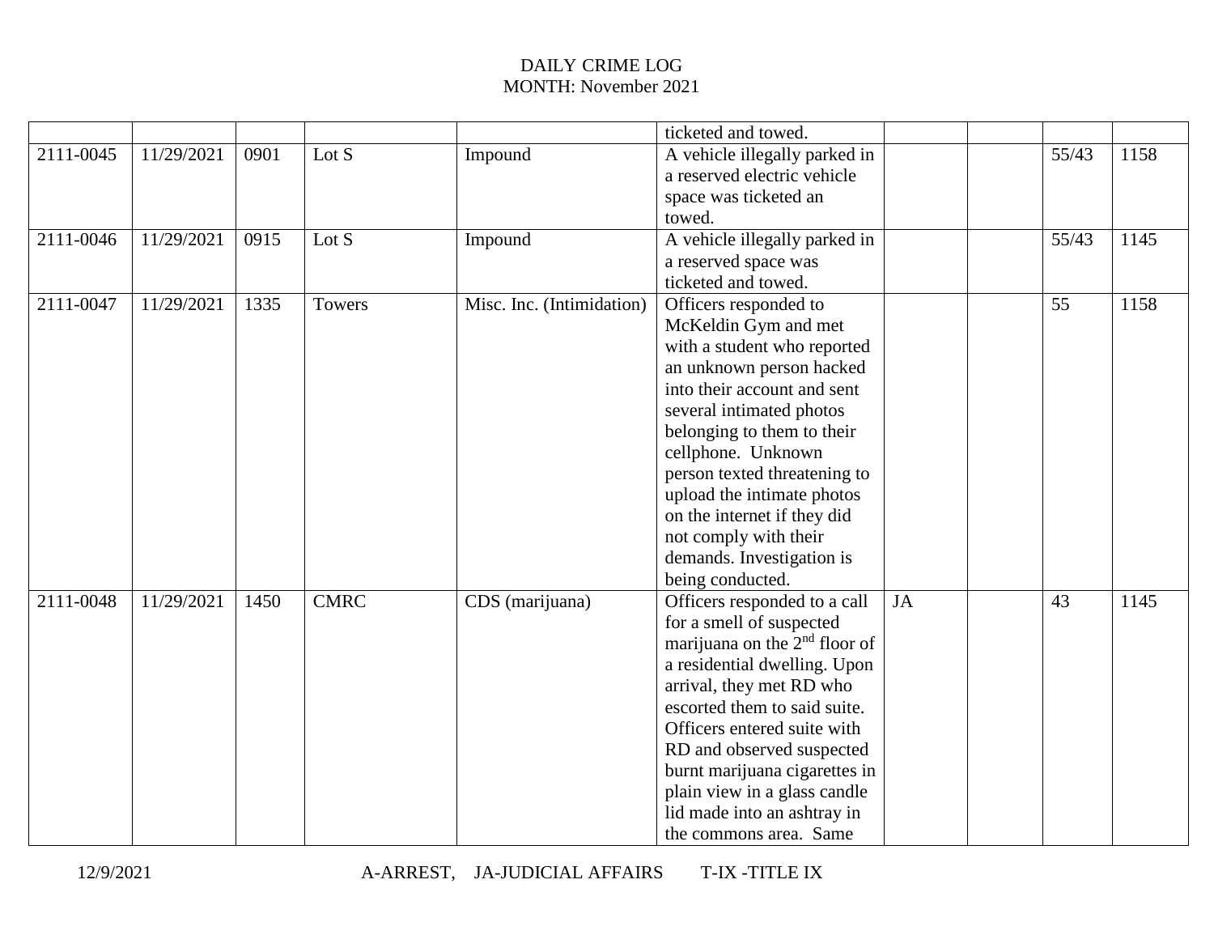# DAILY CRIME LOG
## MONTH: November 2021

| | | | | | | | | | |
|---|---|---|---|---|---|---|---|---|---|
| | | | | | ticketed and towed. | | | | |
| 2111-0045 | 11/29/2021 | 0901 | Lot S | Impound | A vehicle illegally parked in a reserved electric vehicle space was ticketed an towed. | | | 55/43 | 1158 |
| 2111-0046 | 11/29/2021 | 0915 | Lot S | Impound | A vehicle illegally parked in a reserved space was ticketed and towed. | | | 55/43 | 1145 |
| 2111-0047 | 11/29/2021 | 1335 | Towers | Misc. Inc. (Intimidation) | Officers responded to McKeldin Gym and met with a student who reported an unknown person hacked into their account and sent several intimated photos belonging to them to their cellphone. Unknown person texted threatening to upload the intimate photos on the internet if they did not comply with their demands. Investigation is being conducted. | | | 55 | 1158 |
| 2111-0048 | 11/29/2021 | 1450 | CMRC | CDS (marijuana) | Officers responded to a call for a smell of suspected marijuana on the 2nd floor of a residential dwelling. Upon arrival, they met RD who escorted them to said suite. Officers entered suite with RD and observed suspected burnt marijuana cigarettes in plain view in a glass candle lid made into an ashtray in the commons area. Same | JA | | 43 | 1145 |

12/9/2021 A-ARREST, JA-JUDICIAL AFFAIRS T-IX -TITLE IX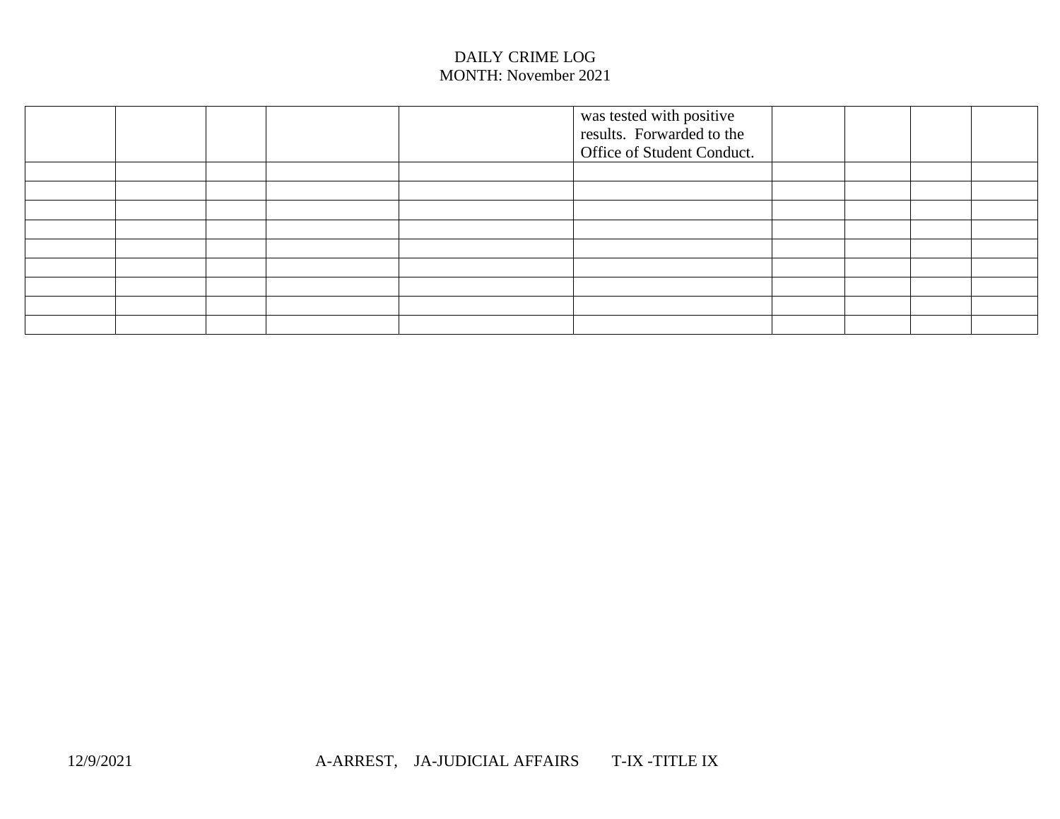DAILY CRIME LOG
MONTH: November 2021

| | | | | | | | | | |
|---|---|---|---|---|---|---|---|---|---|
| | | | | | was tested with positive results. Forwarded to the Office of Student Conduct. | | | | |
| | | | | | | | | | |
| | | | | | | | | | |
| | | | | | | | | | |
| | | | | | | | | | |
| | | | | | | | | | |
| | | | | | | | | | |
| | | | | | | | | | |
| | | | | | | | | | |
| | | | | | | | | | |

12/9/2021 A-ARREST, JA-JUDICIAL AFFAIRS T-IX -TITLE IX